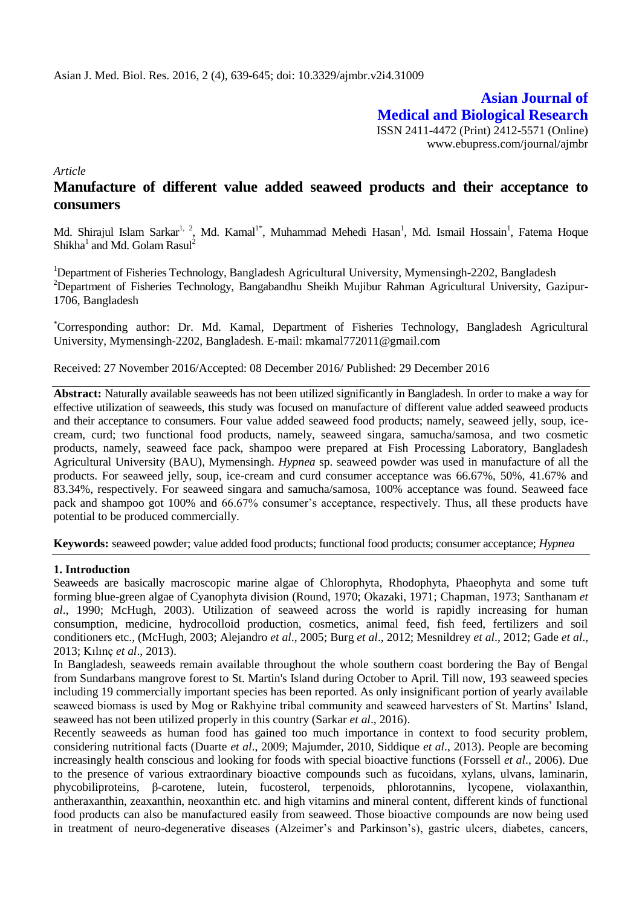Asian J. Med. Biol. Res. 2016, 2 (4), 639-645; doi: 10.3329/ajmbr.v2i4.31009

**Asian Journal of Medical and Biological Research**
ISSN 2411-4472 (Print) 2412-5571 (Online)
www.ebupress.com/journal/ajmbr

*Article*

# Manufacture of different value added seaweed products and their acceptance to consumers

Md. Shirajul Islam Sarkar[1, 2], Md. Kamal[1*], Muhammad Mehedi Hasan[1], Md. Ismail Hossain[1], Fatema Hoque Shikha[1] and Md. Golam Rasul[2]

[1]Department of Fisheries Technology, Bangladesh Agricultural University, Mymensingh-2202, Bangladesh
[2]Department of Fisheries Technology, Bangabandhu Sheikh Mujibur Rahman Agricultural University, Gazipur-1706, Bangladesh

[*]Corresponding author: Dr. Md. Kamal, Department of Fisheries Technology, Bangladesh Agricultural University, Mymensingh-2202, Bangladesh. E-mail: mkamal772011@gmail.com

Received: 27 November 2016/Accepted: 08 December 2016/ Published: 29 December 2016

**Abstract:** Naturally available seaweeds has not been utilized significantly in Bangladesh. In order to make a way for effective utilization of seaweeds, this study was focused on manufacture of different value added seaweed products and their acceptance to consumers. Four value added seaweed food products; namely, seaweed jelly, soup, ice-cream, curd; two functional food products, namely, seaweed singara, samucha/samosa, and two cosmetic products, namely, seaweed face pack, shampoo were prepared at Fish Processing Laboratory, Bangladesh Agricultural University (BAU), Mymensingh. *Hypnea* sp. seaweed powder was used in manufacture of all the products. For seaweed jelly, soup, ice-cream and curd consumer acceptance was 66.67%, 50%, 41.67% and 83.34%, respectively. For seaweed singara and samucha/samosa, 100% acceptance was found. Seaweed face pack and shampoo got 100% and 66.67% consumer's acceptance, respectively. Thus, all these products have potential to be produced commercially.

**Keywords:** seaweed powder; value added food products; functional food products; consumer acceptance; *Hypnea*

## 1. Introduction

Seaweeds are basically macroscopic marine algae of Chlorophyta, Rhodophyta, Phaeophyta and some tuft forming blue-green algae of Cyanophyta division (Round, 1970; Okazaki, 1971; Chapman, 1973; Santhanam *et al*., 1990; McHugh, 2003). Utilization of seaweed across the world is rapidly increasing for human consumption, medicine, hydrocolloid production, cosmetics, animal feed, fish feed, fertilizers and soil conditioners etc., (McHugh, 2003; Alejandro *et al*., 2005; Burg *et al*., 2012; Mesnildrey *et al*., 2012; Gade *et al*., 2013; Kılınç *et al*., 2013).

In Bangladesh, seaweeds remain available throughout the whole southern coast bordering the Bay of Bengal from Sundarbans mangrove forest to St. Martin's Island during October to April. Till now, 193 seaweed species including 19 commercially important species has been reported. As only insignificant portion of yearly available seaweed biomass is used by Mog or Rakhyine tribal community and seaweed harvesters of St. Martins' Island, seaweed has not been utilized properly in this country (Sarkar *et al*., 2016).

Recently seaweeds as human food has gained too much importance in context to food security problem, considering nutritional facts (Duarte *et al*., 2009; Majumder, 2010, Siddique *et al*., 2013). People are becoming increasingly health conscious and looking for foods with special bioactive functions (Forssell *et al*., 2006). Due to the presence of various extraordinary bioactive compounds such as fucoidans, xylans, ulvans, laminarin, phycobiliproteins, β-carotene, lutein, fucosterol, terpenoids, phlorotannins, lycopene, violaxanthin, antheraxanthin, zeaxanthin, neoxanthin etc. and high vitamins and mineral content, different kinds of functional food products can also be manufactured easily from seaweed. Those bioactive compounds are now being used in treatment of neuro-degenerative diseases (Alzeimer's and Parkinson's), gastric ulcers, diabetes, cancers,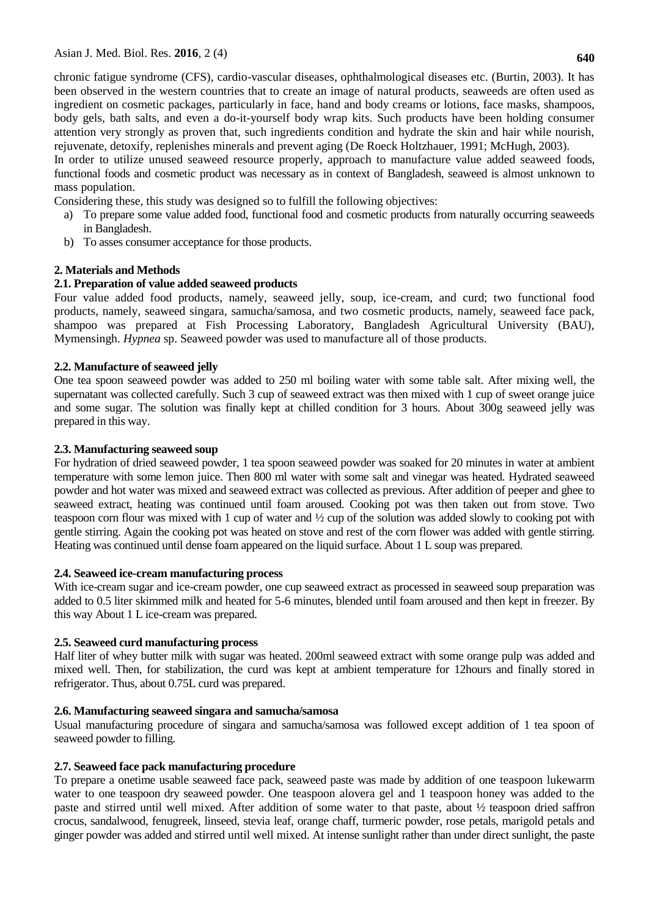chronic fatigue syndrome (CFS), cardio-vascular diseases, ophthalmological diseases etc. (Burtin, 2003). It has been observed in the western countries that to create an image of natural products, seaweeds are often used as ingredient on cosmetic packages, particularly in face, hand and body creams or lotions, face masks, shampoos, body gels, bath salts, and even a do-it-yourself body wrap kits. Such products have been holding consumer attention very strongly as proven that, such ingredients condition and hydrate the skin and hair while nourish, rejuvenate, detoxify, replenishes minerals and prevent aging (De Roeck Holtzhauer, 1991; McHugh, 2003).

In order to utilize unused seaweed resource properly, approach to manufacture value added seaweed foods, functional foods and cosmetic product was necessary as in context of Bangladesh, seaweed is almost unknown to mass population.

Considering these, this study was designed so to fulfill the following objectives:

a) To prepare some value added food, functional food and cosmetic products from naturally occurring seaweeds in Bangladesh.
b) To asses consumer acceptance for those products.

## 2. Materials and Methods

### 2.1. Preparation of value added seaweed products

Four value added food products, namely, seaweed jelly, soup, ice-cream, and curd; two functional food products, namely, seaweed singara, samucha/samosa, and two cosmetic products, namely, seaweed face pack, shampoo was prepared at Fish Processing Laboratory, Bangladesh Agricultural University (BAU), Mymensingh. *Hypnea* sp. Seaweed powder was used to manufacture all of those products.

### 2.2. Manufacture of seaweed jelly

One tea spoon seaweed powder was added to 250 ml boiling water with some table salt. After mixing well, the supernatant was collected carefully. Such 3 cup of seaweed extract was then mixed with 1 cup of sweet orange juice and some sugar. The solution was finally kept at chilled condition for 3 hours. About 300g seaweed jelly was prepared in this way.

### 2.3. Manufacturing seaweed soup

For hydration of dried seaweed powder, 1 tea spoon seaweed powder was soaked for 20 minutes in water at ambient temperature with some lemon juice. Then 800 ml water with some salt and vinegar was heated. Hydrated seaweed powder and hot water was mixed and seaweed extract was collected as previous. After addition of peeper and ghee to seaweed extract, heating was continued until foam aroused. Cooking pot was then taken out from stove. Two teaspoon corn flour was mixed with 1 cup of water and ½ cup of the solution was added slowly to cooking pot with gentle stirring. Again the cooking pot was heated on stove and rest of the corn flower was added with gentle stirring. Heating was continued until dense foam appeared on the liquid surface. About 1 L soup was prepared.

### 2.4. Seaweed ice-cream manufacturing process

With ice-cream sugar and ice-cream powder, one cup seaweed extract as processed in seaweed soup preparation was added to 0.5 liter skimmed milk and heated for 5-6 minutes, blended until foam aroused and then kept in freezer. By this way About 1 L ice-cream was prepared.

### 2.5. Seaweed curd manufacturing process

Half liter of whey butter milk with sugar was heated. 200ml seaweed extract with some orange pulp was added and mixed well. Then, for stabilization, the curd was kept at ambient temperature for 12hours and finally stored in refrigerator. Thus, about 0.75L curd was prepared.

### 2.6. Manufacturing seaweed singara and samucha/samosa

Usual manufacturing procedure of singara and samucha/samosa was followed except addition of 1 tea spoon of seaweed powder to filling.

### 2.7. Seaweed face pack manufacturing procedure

To prepare a onetime usable seaweed face pack, seaweed paste was made by addition of one teaspoon lukewarm water to one teaspoon dry seaweed powder. One teaspoon alovera gel and 1 teaspoon honey was added to the paste and stirred until well mixed. After addition of some water to that paste, about ½ teaspoon dried saffron crocus, sandalwood, fenugreek, linseed, stevia leaf, orange chaff, turmeric powder, rose petals, marigold petals and ginger powder was added and stirred until well mixed. At intense sunlight rather than under direct sunlight, the paste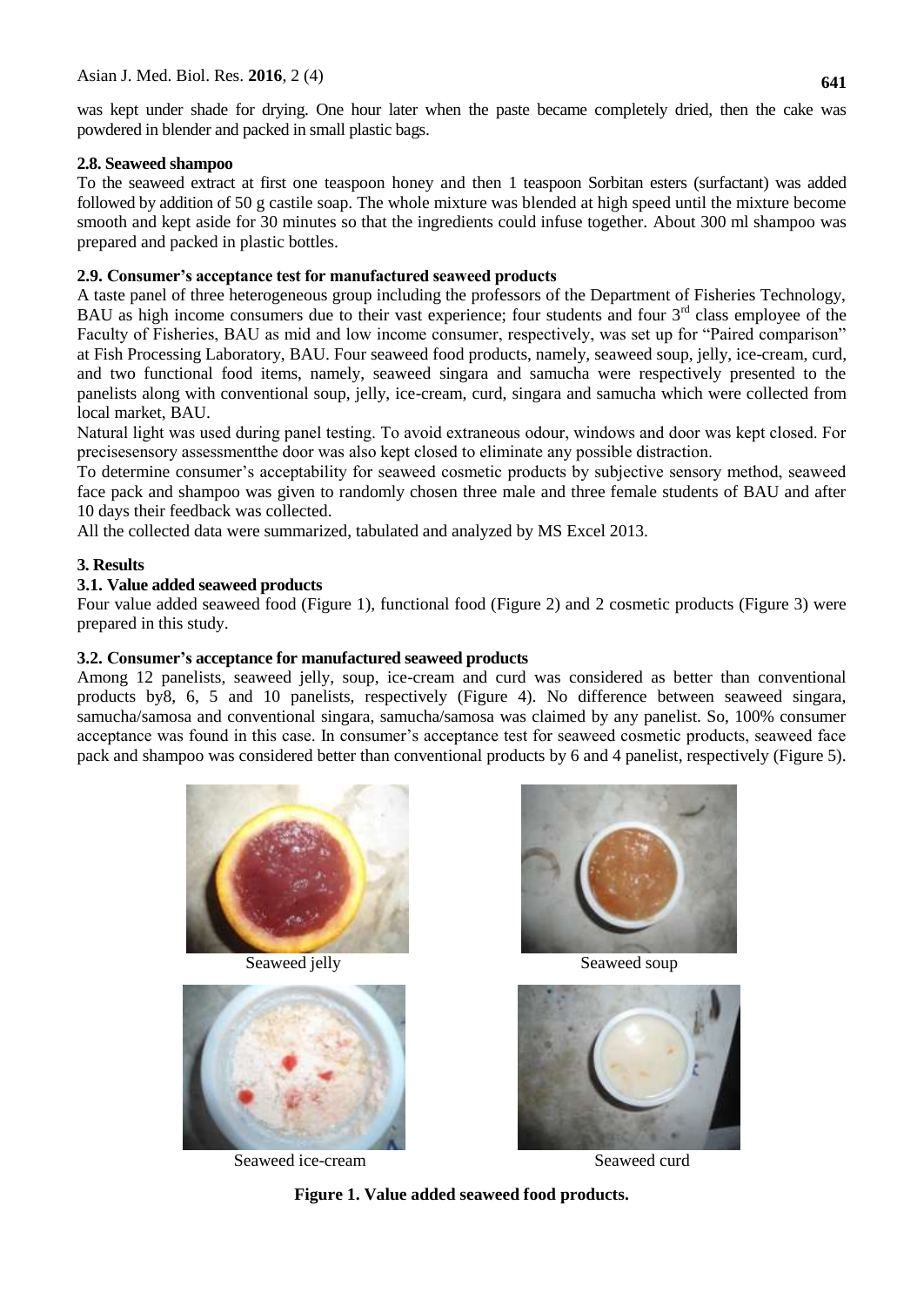was kept under shade for drying. One hour later when the paste became completely dried, then the cake was powdered in blender and packed in small plastic bags.

### 2.8. Seaweed shampoo

To the seaweed extract at first one teaspoon honey and then 1 teaspoon Sorbitan esters (surfactant) was added followed by addition of 50 g castile soap. The whole mixture was blended at high speed until the mixture become smooth and kept aside for 30 minutes so that the ingredients could infuse together. About 300 ml shampoo was prepared and packed in plastic bottles.

### 2.9. Consumer's acceptance test for manufactured seaweed products

A taste panel of three heterogeneous group including the professors of the Department of Fisheries Technology, BAU as high income consumers due to their vast experience; four students and four 3rd class employee of the Faculty of Fisheries, BAU as mid and low income consumer, respectively, was set up for "Paired comparison" at Fish Processing Laboratory, BAU. Four seaweed food products, namely, seaweed soup, jelly, ice-cream, curd, and two functional food items, namely, seaweed singara and samucha were respectively presented to the panelists along with conventional soup, jelly, ice-cream, curd, singara and samucha which were collected from local market, BAU.

Natural light was used during panel testing. To avoid extraneous odour, windows and door was kept closed. For precisesensory assessmentthe door was also kept closed to eliminate any possible distraction.

To determine consumer's acceptability for seaweed cosmetic products by subjective sensory method, seaweed face pack and shampoo was given to randomly chosen three male and three female students of BAU and after 10 days their feedback was collected.

All the collected data were summarized, tabulated and analyzed by MS Excel 2013.

## 3. Results

### 3.1. Value added seaweed products

Four value added seaweed food (Figure 1), functional food (Figure 2) and 2 cosmetic products (Figure 3) were prepared in this study.

### 3.2. Consumer's acceptance for manufactured seaweed products

Among 12 panelists, seaweed jelly, soup, ice-cream and curd was considered as better than conventional products by8, 6, 5 and 10 panelists, respectively (Figure 4). No difference between seaweed singara, samucha/samosa and conventional singara, samucha/samosa was claimed by any panelist. So, 100% consumer acceptance was found in this case. In consumer's acceptance test for seaweed cosmetic products, seaweed face pack and shampoo was considered better than conventional products by 6 and 4 panelist, respectively (Figure 5).

Seaweed jelly

Seaweed soup

Seaweed ice-cream

Seaweed curd

**Figure 1. Value added seaweed food products.**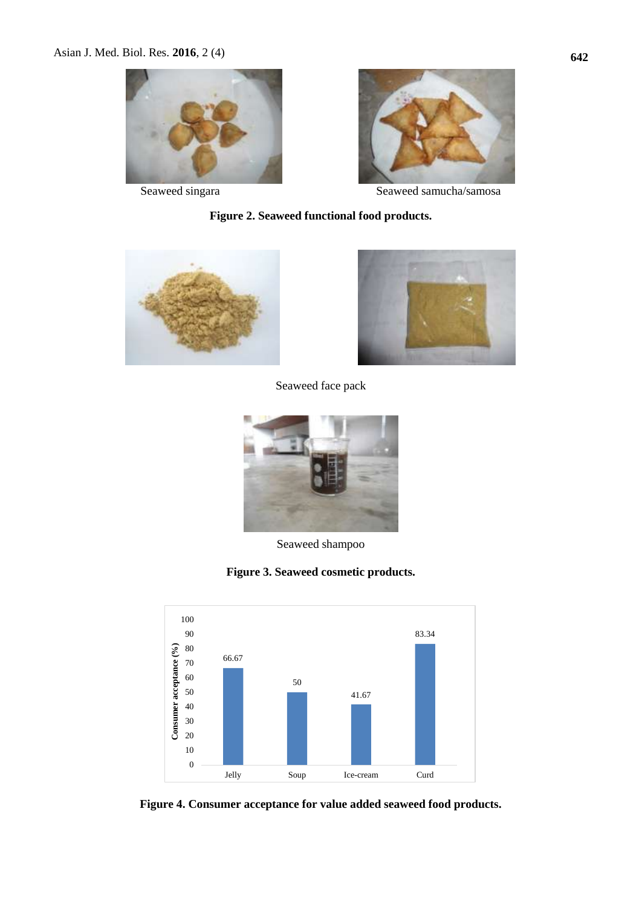Seaweed singara

Seaweed samucha/samosa

**Figure 2. Seaweed functional food products.**

Seaweed face pack

Seaweed shampoo

**Figure 3. Seaweed cosmetic products.**

| Product | Consumer acceptance (%) |
|---|---|
| Jelly | 66.67 |
| Soup | 50 |
| Ice-cream | 41.67 |
| Curd | 83.34 |

**Figure 4. Consumer acceptance for value added seaweed food products.**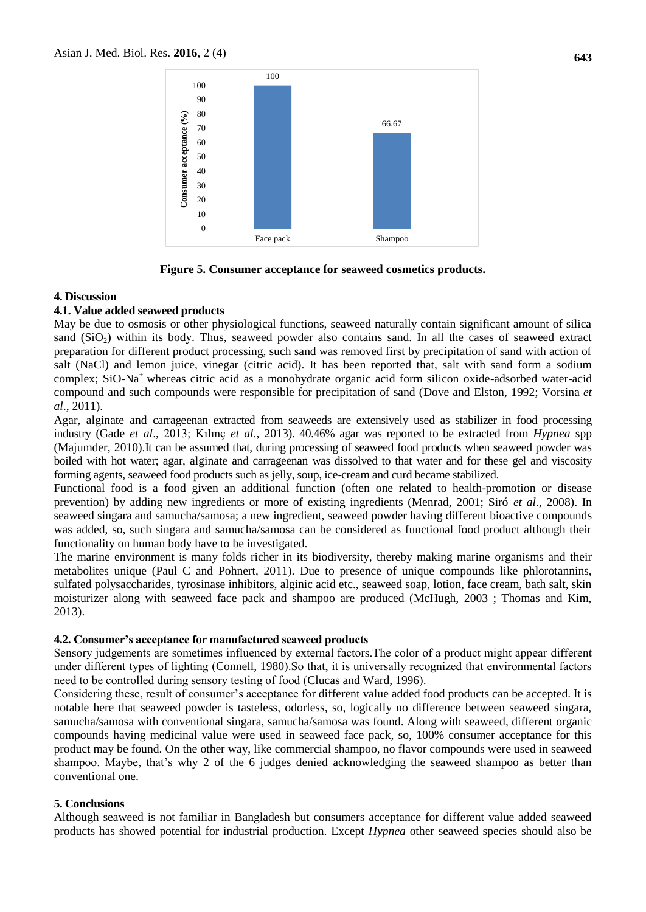Figure 5. Consumer acceptance for seaweed cosmetics products.

## 4. Discussion

### 4.1. Value added seaweed products

May be due to osmosis or other physiological functions, seaweed naturally contain significant amount of silica sand ($SiO_2$) within its body. Thus, seaweed powder also contains sand. In all the cases of seaweed extract preparation for different product processing, such sand was removed first by precipitation of sand with action of salt (NaCl) and lemon juice, vinegar (citric acid). It has been reported that, salt with sand form a sodium complex; $SiO\text{-}Na^+$ whereas citric acid as a monohydrate organic acid form silicon oxide-adsorbed water-acid compound and such compounds were responsible for precipitation of sand (Dove and Elston, 1992; Vorsina *et al*., 2011).

Agar, alginate and carrageenan extracted from seaweeds are extensively used as stabilizer in food processing industry (Gade *et al*., 2013; Kılınç *et al*., 2013). 40.46% agar was reported to be extracted from *Hypnea* spp (Majumder, 2010).It can be assumed that, during processing of seaweed food products when seaweed powder was boiled with hot water; agar, alginate and carrageenan was dissolved to that water and for these gel and viscosity forming agents, seaweed food products such as jelly, soup, ice-cream and curd became stabilized.

Functional food is a food given an additional function (often one related to health-promotion or disease prevention) by adding new ingredients or more of existing ingredients (Menrad, 2001; Siró *et al*., 2008). In seaweed singara and samucha/samosa; a new ingredient, seaweed powder having different bioactive compounds was added, so, such singara and samucha/samosa can be considered as functional food product although their functionality on human body have to be investigated.

The marine environment is many folds richer in its biodiversity, thereby making marine organisms and their metabolites unique (Paul C and Pohnert, 2011). Due to presence of unique compounds like phlorotannins, sulfated polysaccharides, tyrosinase inhibitors, alginic acid etc., seaweed soap, lotion, face cream, bath salt, skin moisturizer along with seaweed face pack and shampoo are produced (McHugh, 2003 ; Thomas and Kim, 2013).

### 4.2. Consumer's acceptance for manufactured seaweed products

Sensory judgements are sometimes influenced by external factors.The color of a product might appear different under different types of lighting (Connell, 1980).So that, it is universally recognized that environmental factors need to be controlled during sensory testing of food (Clucas and Ward, 1996).

Considering these, result of consumer's acceptance for different value added food products can be accepted. It is notable here that seaweed powder is tasteless, odorless, so, logically no difference between seaweed singara, samucha/samosa with conventional singara, samucha/samosa was found. Along with seaweed, different organic compounds having medicinal value were used in seaweed face pack, so, 100% consumer acceptance for this product may be found. On the other way, like commercial shampoo, no flavor compounds were used in seaweed shampoo. Maybe, that's why 2 of the 6 judges denied acknowledging the seaweed shampoo as better than conventional one.

## 5. Conclusions

Although seaweed is not familiar in Bangladesh but consumers acceptance for different value added seaweed products has showed potential for industrial production. Except *Hypnea* other seaweed species should also be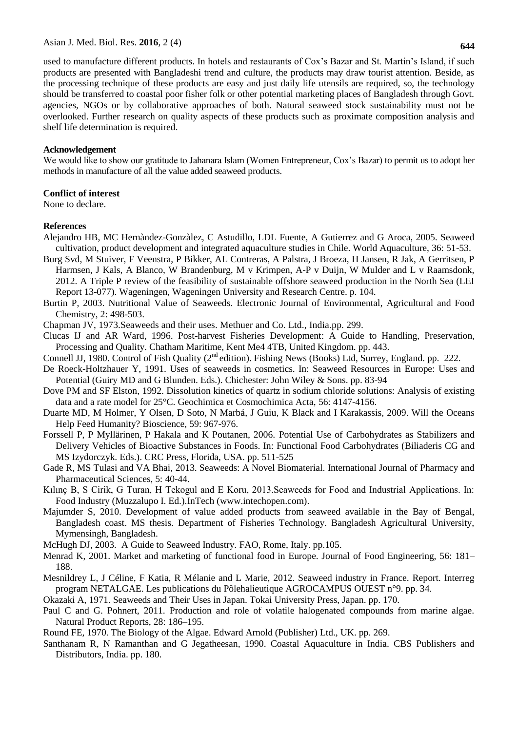used to manufacture different products. In hotels and restaurants of Cox's Bazar and St. Martin's Island, if such products are presented with Bangladeshi trend and culture, the products may draw tourist attention. Beside, as the processing technique of these products are easy and just daily life utensils are required, so, the technology should be transferred to coastal poor fisher folk or other potential marketing places of Bangladesh through Govt. agencies, NGOs or by collaborative approaches of both. Natural seaweed stock sustainability must not be overlooked. Further research on quality aspects of these products such as proximate composition analysis and shelf life determination is required.

**Acknowledgement**

We would like to show our gratitude to Jahanara Islam (Women Entrepreneur, Cox's Bazar) to permit us to adopt her methods in manufacture of all the value added seaweed products.

**Conflict of interest**

None to declare.

**References**

Alejandro HB, MC Hernàndez-Gonzàlez, C Astudillo, LDL Fuente, A Gutierrez and G Aroca, 2005. Seaweed cultivation, product development and integrated aquaculture studies in Chile. World Aquaculture, 36: 51-53.

Burg Svd, M Stuiver, F Veenstra, P Bikker, AL Contreras, A Palstra, J Broeza, H Jansen, R Jak, A Gerritsen, P Harmsen, J Kals, A Blanco, W Brandenburg, M v Krimpen, A-P v Duijn, W Mulder and L v Raamsdonk, 2012. A Triple P review of the feasibility of sustainable offshore seaweed production in the North Sea (LEI Report 13-077). Wageningen, Wageningen University and Research Centre. p. 104.

Burtin P, 2003. Nutritional Value of Seaweeds. Electronic Journal of Environmental, Agricultural and Food Chemistry, 2: 498-503.

Chapman JV, 1973.Seaweeds and their uses. Methuer and Co. Ltd., India.pp. 299.

Clucas IJ and AR Ward, 1996. Post-harvest Fisheries Development: A Guide to Handling, Preservation, Processing and Quality. Chatham Maritime, Kent Me4 4TB, United Kingdom. pp. 443.

Connell JJ, 1980. Control of Fish Quality (2nd edition). Fishing News (Books) Ltd, Surrey, England. pp. 222.

De Roeck-Holtzhauer Y, 1991. Uses of seaweeds in cosmetics. In: Seaweed Resources in Europe: Uses and Potential (Guiry MD and G Blunden. Eds.). Chichester: John Wiley & Sons. pp. 83-94

Dove PM and SF Elston, 1992. Dissolution kinetics of quartz in sodium chloride solutions: Analysis of existing data and a rate model for 25°C. Geochimica et Cosmochimica Acta, 56: 4147-4156.

Duarte MD, M Holmer, Y Olsen, D Soto, N Marbá, J Guiu, K Black and I Karakassis, 2009. Will the Oceans Help Feed Humanity? Bioscience, 59: 967-976.

Forssell P, P Myllärinen, P Hakala and K Poutanen, 2006. Potential Use of Carbohydrates as Stabilizers and Delivery Vehicles of Bioactive Substances in Foods. In: Functional Food Carbohydrates (Biliaderis CG and MS Izydorczyk. Eds.). CRC Press, Florida, USA. pp. 511-525

Gade R, MS Tulasi and VA Bhai, 2013. Seaweeds: A Novel Biomaterial. International Journal of Pharmacy and Pharmaceutical Sciences, 5: 40-44.

Kılınç B, S Cirik, G Turan, H Tekogul and E Koru, 2013.Seaweeds for Food and Industrial Applications. In: Food Industry (Muzzalupo I. Ed.).InTech (www.intechopen.com).

Majumder S, 2010. Development of value added products from seaweed available in the Bay of Bengal, Bangladesh coast. MS thesis. Department of Fisheries Technology. Bangladesh Agricultural University, Mymensingh, Bangladesh.

McHugh DJ, 2003. A Guide to Seaweed Industry. FAO, Rome, Italy. pp.105.

Menrad K, 2001. Market and marketing of functional food in Europe. Journal of Food Engineering, 56: 181–188.

Mesnildrey L, J Céline, F Katia, R Mélanie and L Marie, 2012. Seaweed industry in France. Report. Interreg program NETALGAE. Les publications du Pôlehalieutique AGROCAMPUS OUEST n°9. pp. 34.

Okazaki A, 1971. Seaweeds and Their Uses in Japan. Tokai University Press, Japan. pp. 170.

Paul C and G. Pohnert, 2011. Production and role of volatile halogenated compounds from marine algae. Natural Product Reports, 28: 186–195.

Round FE, 1970. The Biology of the Algae. Edward Arnold (Publisher) Ltd., UK. pp. 269.

Santhanam R, N Ramanthan and G Jegatheesan, 1990. Coastal Aquaculture in India. CBS Publishers and Distributors, India. pp. 180.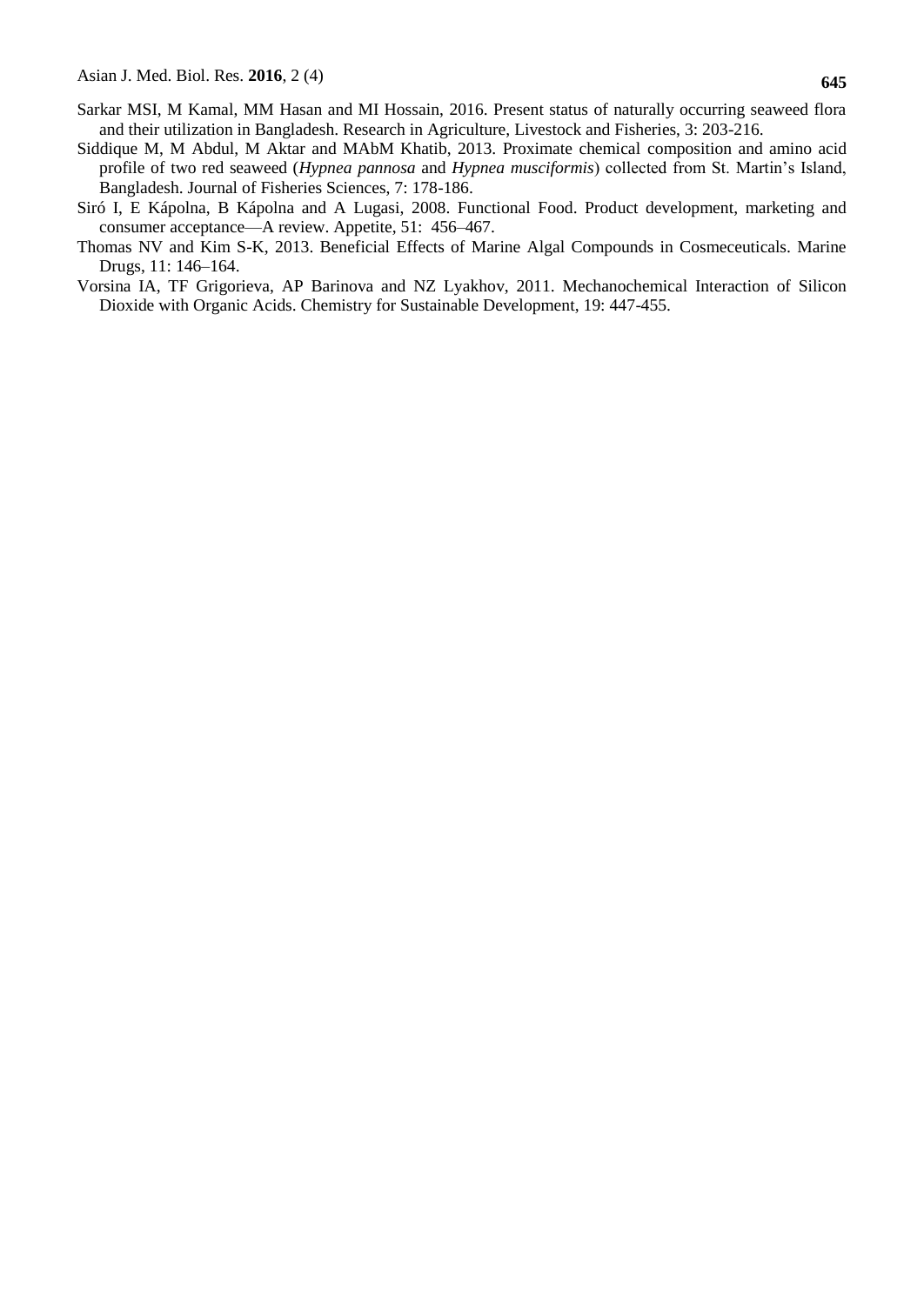Sarkar MSI, M Kamal, MM Hasan and MI Hossain, 2016. Present status of naturally occurring seaweed flora and their utilization in Bangladesh. Research in Agriculture, Livestock and Fisheries, 3: 203-216.

Siddique M, M Abdul, M Aktar and MAbM Khatib, 2013. Proximate chemical composition and amino acid profile of two red seaweed (*Hypnea pannosa* and *Hypnea musciformis*) collected from St. Martin's Island, Bangladesh. Journal of Fisheries Sciences, 7: 178-186.

Siró I, E Kápolna, B Kápolna and A Lugasi, 2008. Functional Food. Product development, marketing and consumer acceptance—A review. Appetite, 51: 456–467.

Thomas NV and Kim S-K, 2013. Beneficial Effects of Marine Algal Compounds in Cosmeceuticals. Marine Drugs, 11: 146–164.

Vorsina IA, TF Grigorieva, AP Barinova and NZ Lyakhov, 2011. Mechanochemical Interaction of Silicon Dioxide with Organic Acids. Chemistry for Sustainable Development, 19: 447-455.